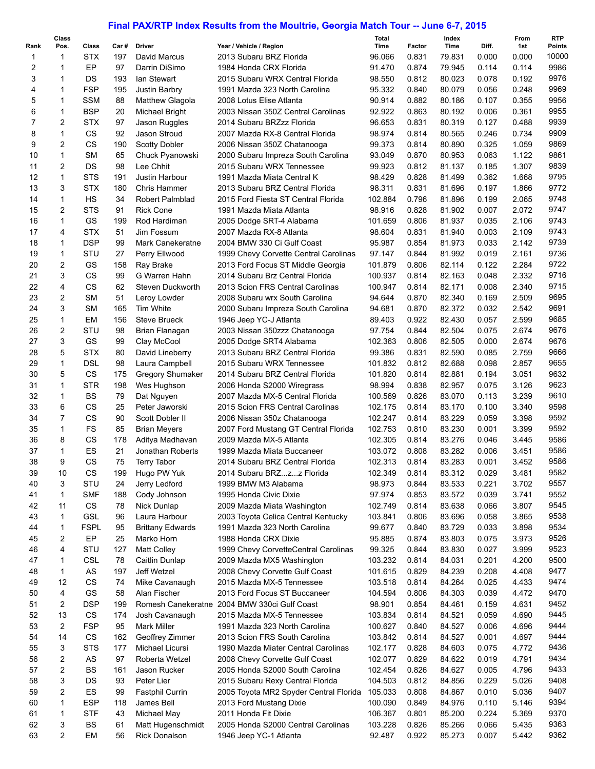# Final PAX/RTP Index Results from the Moultrie, Georgia Match Tour -- June 6-7, 2015

| Rank | Class Pos. | Class | Car # | Driver | Year / Vehicle / Region | Total Time | Factor | Index Time | Diff. | From 1st | RTP Points |
|---|---|---|---|---|---|---|---|---|---|---|---|
| 1 | 1 | STX | 197 | David Marcus | 2013 Subaru BRZ Florida | 96.066 | 0.831 | 79.831 | 0.000 | 0.000 | 10000 |
| 2 | 1 | EP | 97 | Darrin DiSimo | 1984 Honda CRX Florida | 91.470 | 0.874 | 79.945 | 0.114 | 0.114 | 9986 |
| 3 | 1 | DS | 193 | Ian Stewart | 2015 Subaru WRX Central Florida | 98.550 | 0.812 | 80.023 | 0.078 | 0.192 | 9976 |
| 4 | 1 | FSP | 195 | Justin Barbry | 1991 Mazda 323 North Carolina | 95.332 | 0.840 | 80.079 | 0.056 | 0.248 | 9969 |
| 5 | 1 | SSM | 88 | Matthew Glagola | 2008 Lotus Elise Atlanta | 90.914 | 0.882 | 80.186 | 0.107 | 0.355 | 9956 |
| 6 | 1 | BSP | 20 | Michael Bright | 2003 Nissan 350Z Central Carolinas | 92.922 | 0.863 | 80.192 | 0.006 | 0.361 | 9955 |
| 7 | 2 | STX | 97 | Jason Ruggles | 2014 Subaru BRZzz Florida | 96.653 | 0.831 | 80.319 | 0.127 | 0.488 | 9939 |
| 8 | 1 | CS | 92 | Jason Stroud | 2007 Mazda RX-8 Central Florida | 98.974 | 0.814 | 80.565 | 0.246 | 0.734 | 9909 |
| 9 | 2 | CS | 190 | Scotty Dobler | 2006 Nissan 350Z Chatanooga | 99.373 | 0.814 | 80.890 | 0.325 | 1.059 | 9869 |
| 10 | 1 | SM | 65 | Chuck Pyanowski | 2000 Subaru Impreza South Carolina | 93.049 | 0.870 | 80.953 | 0.063 | 1.122 | 9861 |
| 11 | 2 | DS | 98 | Lee Chhit | 2015 Subaru WRX Tennessee | 99.923 | 0.812 | 81.137 | 0.185 | 1.307 | 9839 |
| 12 | 1 | STS | 191 | Justin Harbour | 1991 Mazda Miata Central K | 98.429 | 0.828 | 81.499 | 0.362 | 1.668 | 9795 |
| 13 | 3 | STX | 180 | Chris Hammer | 2013 Subaru BRZ Central Florida | 98.311 | 0.831 | 81.696 | 0.197 | 1.866 | 9772 |
| 14 | 1 | HS | 34 | Robert Palmblad | 2015 Ford Fiesta ST Central Florida | 102.884 | 0.796 | 81.896 | 0.199 | 2.065 | 9748 |
| 15 | 2 | STS | 91 | Rick Cone | 1991 Mazda Miata Atlanta | 98.916 | 0.828 | 81.902 | 0.007 | 2.072 | 9747 |
| 16 | 1 | GS | 199 | Rod Hardiman | 2005 Dodge SRT-4 Alabama | 101.659 | 0.806 | 81.937 | 0.035 | 2.106 | 9743 |
| 17 | 4 | STX | 51 | Jim Fossum | 2007 Mazda RX-8 Atlanta | 98.604 | 0.831 | 81.940 | 0.003 | 2.109 | 9743 |
| 18 | 1 | DSP | 99 | Mark Canekeratne | 2004 BMW 330 Ci Gulf Coast | 95.987 | 0.854 | 81.973 | 0.033 | 2.142 | 9739 |
| 19 | 1 | STU | 27 | Perry Ellwood | 1999 Chevy Corvette Central Carolinas | 97.147 | 0.844 | 81.992 | 0.019 | 2.161 | 9736 |
| 20 | 2 | GS | 158 | Ray Brake | 2013 Ford Focus ST Middle Georgia | 101.879 | 0.806 | 82.114 | 0.122 | 2.284 | 9722 |
| 21 | 3 | CS | 99 | G Warren Hahn | 2014 Subaru Brz Central Florida | 100.937 | 0.814 | 82.163 | 0.048 | 2.332 | 9716 |
| 22 | 4 | CS | 62 | Steven Duckworth | 2013 Scion FRS Central Carolinas | 100.947 | 0.814 | 82.171 | 0.008 | 2.340 | 9715 |
| 23 | 2 | SM | 51 | Leroy Lowder | 2008 Subaru wrx South Carolina | 94.644 | 0.870 | 82.340 | 0.169 | 2.509 | 9695 |
| 24 | 3 | SM | 165 | Tim White | 2000 Subaru Impreza South Carolina | 94.681 | 0.870 | 82.372 | 0.032 | 2.542 | 9691 |
| 25 | 1 | EM | 156 | Steve Brueck | 1946 Jeep YC-J Atlanta | 89.403 | 0.922 | 82.430 | 0.057 | 2.599 | 9685 |
| 26 | 2 | STU | 98 | Brian Flanagan | 2003 Nissan 350zzz Chatanooga | 97.754 | 0.844 | 82.504 | 0.075 | 2.674 | 9676 |
| 27 | 3 | GS | 99 | Clay McCool | 2005 Dodge SRT4 Alabama | 102.363 | 0.806 | 82.505 | 0.000 | 2.674 | 9676 |
| 28 | 5 | STX | 80 | David Lineberry | 2013 Subaru BRZ Central Florida | 99.386 | 0.831 | 82.590 | 0.085 | 2.759 | 9666 |
| 29 | 1 | DSL | 98 | Laura Campbell | 2015 Subaru WRX Tennessee | 101.832 | 0.812 | 82.688 | 0.098 | 2.857 | 9655 |
| 30 | 5 | CS | 175 | Gregory Shumaker | 2014 Subaru BRZ Central Florida | 101.820 | 0.814 | 82.881 | 0.194 | 3.051 | 9632 |
| 31 | 1 | STR | 198 | Wes Hughson | 2006 Honda S2000 Wiregrass | 98.994 | 0.838 | 82.957 | 0.075 | 3.126 | 9623 |
| 32 | 1 | BS | 79 | Dat Nguyen | 2007 Mazda MX-5 Central Florida | 100.569 | 0.826 | 83.070 | 0.113 | 3.239 | 9610 |
| 33 | 6 | CS | 25 | Peter Jaworski | 2015 Scion FRS Central Carolinas | 102.175 | 0.814 | 83.170 | 0.100 | 3.340 | 9598 |
| 34 | 7 | CS | 90 | Scott Dobler II | 2006 Nissan 350z Chatanooga | 102.247 | 0.814 | 83.229 | 0.059 | 3.398 | 9592 |
| 35 | 1 | FS | 85 | Brian Meyers | 2007 Ford Mustang GT Central Florida | 102.753 | 0.810 | 83.230 | 0.001 | 3.399 | 9592 |
| 36 | 8 | CS | 178 | Aditya Madhavan | 2009 Mazda MX-5 Atlanta | 102.305 | 0.814 | 83.276 | 0.046 | 3.445 | 9586 |
| 37 | 1 | ES | 21 | Jonathan Roberts | 1999 Mazda Miata Buccaneer | 103.072 | 0.808 | 83.282 | 0.006 | 3.451 | 9586 |
| 38 | 9 | CS | 75 | Terry Tabor | 2014 Subaru BRZ Central Florida | 102.313 | 0.814 | 83.283 | 0.001 | 3.452 | 9586 |
| 39 | 10 | CS | 199 | Hugo PW Yuk | 2014 Subaru BRZ...z...z Florida | 102.349 | 0.814 | 83.312 | 0.029 | 3.481 | 9582 |
| 40 | 3 | STU | 24 | Jerry Ledford | 1999 BMW M3 Alabama | 98.973 | 0.844 | 83.533 | 0.221 | 3.702 | 9557 |
| 41 | 1 | SMF | 188 | Cody Johnson | 1995 Honda Civic Dixie | 97.974 | 0.853 | 83.572 | 0.039 | 3.741 | 9552 |
| 42 | 11 | CS | 78 | Nick Dunlap | 2009 Mazda Miata Washington | 102.749 | 0.814 | 83.638 | 0.066 | 3.807 | 9545 |
| 43 | 1 | GSL | 96 | Laura Harbour | 2003 Toyota Celica Central Kentucky | 103.841 | 0.806 | 83.696 | 0.058 | 3.865 | 9538 |
| 44 | 1 | FSPL | 95 | Brittany Edwards | 1991 Mazda 323 North Carolina | 99.677 | 0.840 | 83.729 | 0.033 | 3.898 | 9534 |
| 45 | 2 | EP | 25 | Marko Horn | 1988 Honda CRX Dixie | 95.885 | 0.874 | 83.803 | 0.075 | 3.973 | 9526 |
| 46 | 4 | STU | 127 | Matt Colley | 1999 Chevy CorvetteCentral Carolinas | 99.325 | 0.844 | 83.830 | 0.027 | 3.999 | 9523 |
| 47 | 1 | CSL | 78 | Caitlin Dunlap | 2009 Mazda MX5 Washington | 103.232 | 0.814 | 84.031 | 0.201 | 4.200 | 9500 |
| 48 | 1 | AS | 197 | Jeff Wetzel | 2008 Chevy Corvette Gulf Coast | 101.615 | 0.829 | 84.239 | 0.208 | 4.408 | 9477 |
| 49 | 12 | CS | 74 | Mike Cavanaugh | 2015 Mazda MX-5 Tennessee | 103.518 | 0.814 | 84.264 | 0.025 | 4.433 | 9474 |
| 50 | 4 | GS | 58 | Alan Fischer | 2013 Ford Focus ST Buccaneer | 104.594 | 0.806 | 84.303 | 0.039 | 4.472 | 9470 |
| 51 | 2 | DSP | 199 | Romesh Canekeratne | 2004 BMW 330ci Gulf Coast | 98.901 | 0.854 | 84.461 | 0.159 | 4.631 | 9452 |
| 52 | 13 | CS | 174 | Josh Cavanaugh | 2015 Mazda MX-5 Tennessee | 103.834 | 0.814 | 84.521 | 0.059 | 4.690 | 9445 |
| 53 | 2 | FSP | 95 | Mark Miller | 1991 Mazda 323 North Carolina | 100.627 | 0.840 | 84.527 | 0.006 | 4.696 | 9444 |
| 54 | 14 | CS | 162 | Geoffrey Zimmer | 2013 Scion FRS South Carolina | 103.842 | 0.814 | 84.527 | 0.001 | 4.697 | 9444 |
| 55 | 3 | STS | 177 | Michael Licursi | 1990 Mazda Miater Central Carolinas | 102.177 | 0.828 | 84.603 | 0.075 | 4.772 | 9436 |
| 56 | 2 | AS | 97 | Roberta Wetzel | 2008 Chevy Corvette Gulf Coast | 102.077 | 0.829 | 84.622 | 0.019 | 4.791 | 9434 |
| 57 | 2 | BS | 161 | Jason Rucker | 2005 Honda S2000 South Carolina | 102.454 | 0.826 | 84.627 | 0.005 | 4.796 | 9433 |
| 58 | 3 | DS | 93 | Peter Lier | 2015 Subaru Rexy Central Florida | 104.503 | 0.812 | 84.856 | 0.229 | 5.026 | 9408 |
| 59 | 2 | ES | 99 | Fastphil Currin | 2005 Toyota MR2 Spyder Central Florida | 105.033 | 0.808 | 84.867 | 0.010 | 5.036 | 9407 |
| 60 | 1 | ESP | 118 | James Bell | 2013 Ford Mustang Dixie | 100.090 | 0.849 | 84.976 | 0.110 | 5.146 | 9394 |
| 61 | 1 | STF | 43 | Michael May | 2011 Honda Fit Dixie | 106.367 | 0.801 | 85.200 | 0.224 | 5.369 | 9370 |
| 62 | 3 | BS | 61 | Matt Hugenschmidt | 2005 Honda S2000 Central Carolinas | 103.228 | 0.826 | 85.266 | 0.066 | 5.435 | 9363 |
| 63 | 2 | EM | 56 | Rick Donalson | 1946 Jeep YC-1 Atlanta | 92.487 | 0.922 | 85.273 | 0.007 | 5.442 | 9362 |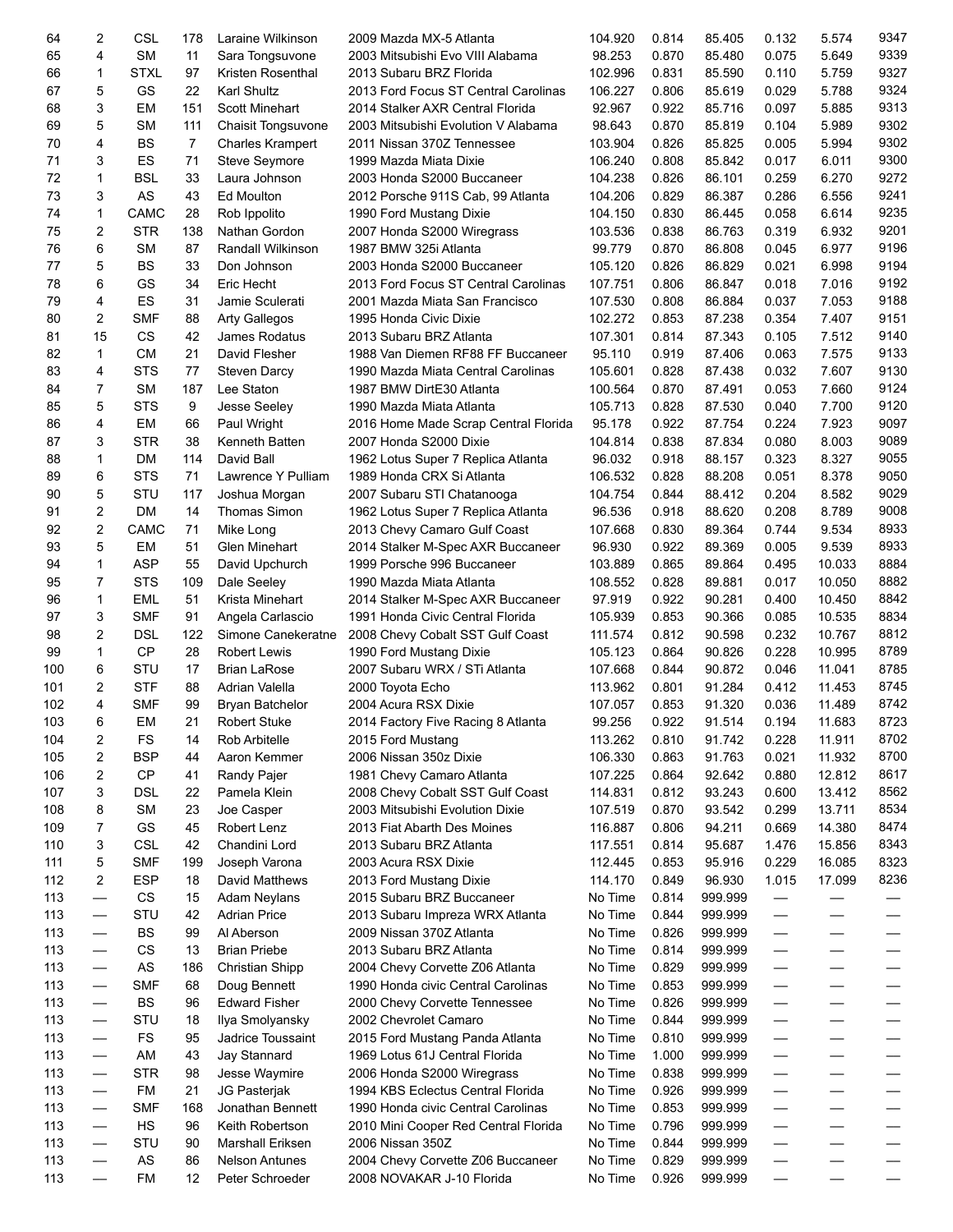| | | | | | | | | | | | |
|---|---|---|---|---|---|---|---|---|---|---|---|
| 64 | 2 | CSL | 178 | Laraine Wilkinson | 2009 Mazda MX-5 Atlanta | 104.920 | 0.814 | 85.405 | 0.132 | 5.574 | 9347 |
| 65 | 4 | SM | 11 | Sara Tongsuvone | 2003 Mitsubishi Evo VIII Alabama | 98.253 | 0.870 | 85.480 | 0.075 | 5.649 | 9339 |
| 66 | 1 | STXL | 97 | Kristen Rosenthal | 2013 Subaru BRZ Florida | 102.996 | 0.831 | 85.590 | 0.110 | 5.759 | 9327 |
| 67 | 5 | GS | 22 | Karl Shultz | 2013 Ford Focus ST Central Carolinas | 106.227 | 0.806 | 85.619 | 0.029 | 5.788 | 9324 |
| 68 | 3 | EM | 151 | Scott Minehart | 2014 Stalker AXR Central Florida | 92.967 | 0.922 | 85.716 | 0.097 | 5.885 | 9313 |
| 69 | 5 | SM | 111 | Chaisit Tongsuvone | 2003 Mitsubishi Evolution V Alabama | 98.643 | 0.870 | 85.819 | 0.104 | 5.989 | 9302 |
| 70 | 4 | BS | 7 | Charles Krampert | 2011 Nissan 370Z Tennessee | 103.904 | 0.826 | 85.825 | 0.005 | 5.994 | 9302 |
| 71 | 3 | ES | 71 | Steve Seymore | 1999 Mazda Miata Dixie | 106.240 | 0.808 | 85.842 | 0.017 | 6.011 | 9300 |
| 72 | 1 | BSL | 33 | Laura Johnson | 2003 Honda S2000 Buccaneer | 104.238 | 0.826 | 86.101 | 0.259 | 6.270 | 9272 |
| 73 | 3 | AS | 43 | Ed Moulton | 2012 Porsche 911S Cab, 99 Atlanta | 104.206 | 0.829 | 86.387 | 0.286 | 6.556 | 9241 |
| 74 | 1 | CAMC | 28 | Rob Ippolito | 1990 Ford Mustang Dixie | 104.150 | 0.830 | 86.445 | 0.058 | 6.614 | 9235 |
| 75 | 2 | STR | 138 | Nathan Gordon | 2007 Honda S2000 Wiregrass | 103.536 | 0.838 | 86.763 | 0.319 | 6.932 | 9201 |
| 76 | 6 | SM | 87 | Randall Wilkinson | 1987 BMW 325i Atlanta | 99.779 | 0.870 | 86.808 | 0.045 | 6.977 | 9196 |
| 77 | 5 | BS | 33 | Don Johnson | 2003 Honda S2000 Buccaneer | 105.120 | 0.826 | 86.829 | 0.021 | 6.998 | 9194 |
| 78 | 6 | GS | 34 | Eric Hecht | 2013 Ford Focus ST Central Carolinas | 107.751 | 0.806 | 86.847 | 0.018 | 7.016 | 9192 |
| 79 | 4 | ES | 31 | Jamie Sculerati | 2001 Mazda Miata San Francisco | 107.530 | 0.808 | 86.884 | 0.037 | 7.053 | 9188 |
| 80 | 2 | SMF | 88 | Arty Gallegos | 1995 Honda Civic Dixie | 102.272 | 0.853 | 87.238 | 0.354 | 7.407 | 9151 |
| 81 | 15 | CS | 42 | James Rodatus | 2013 Subaru BRZ Atlanta | 107.301 | 0.814 | 87.343 | 0.105 | 7.512 | 9140 |
| 82 | 1 | CM | 21 | David Flesher | 1988 Van Diemen RF88 FF Buccaneer | 95.110 | 0.919 | 87.406 | 0.063 | 7.575 | 9133 |
| 83 | 4 | STS | 77 | Steven Darcy | 1990 Mazda Miata Central Carolinas | 105.601 | 0.828 | 87.438 | 0.032 | 7.607 | 9130 |
| 84 | 7 | SM | 187 | Lee Staton | 1987 BMW DirtE30 Atlanta | 100.564 | 0.870 | 87.491 | 0.053 | 7.660 | 9124 |
| 85 | 5 | STS | 9 | Jesse Seeley | 1990 Mazda Miata Atlanta | 105.713 | 0.828 | 87.530 | 0.040 | 7.700 | 9120 |
| 86 | 4 | EM | 66 | Paul Wright | 2016 Home Made Scrap Central Florida | 95.178 | 0.922 | 87.754 | 0.224 | 7.923 | 9097 |
| 87 | 3 | STR | 38 | Kenneth Batten | 2007 Honda S2000 Dixie | 104.814 | 0.838 | 87.834 | 0.080 | 8.003 | 9089 |
| 88 | 1 | DM | 114 | David Ball | 1962 Lotus Super 7 Replica Atlanta | 96.032 | 0.918 | 88.157 | 0.323 | 8.327 | 9055 |
| 89 | 6 | STS | 71 | Lawrence Y Pulliam | 1989 Honda CRX Si Atlanta | 106.532 | 0.828 | 88.208 | 0.051 | 8.378 | 9050 |
| 90 | 5 | STU | 117 | Joshua Morgan | 2007 Subaru STI Chatanooga | 104.754 | 0.844 | 88.412 | 0.204 | 8.582 | 9029 |
| 91 | 2 | DM | 14 | Thomas Simon | 1962 Lotus Super 7 Replica Atlanta | 96.536 | 0.918 | 88.620 | 0.208 | 8.789 | 9008 |
| 92 | 2 | CAMC | 71 | Mike Long | 2013 Chevy Camaro Gulf Coast | 107.668 | 0.830 | 89.364 | 0.744 | 9.534 | 8933 |
| 93 | 5 | EM | 51 | Glen Minehart | 2014 Stalker M-Spec AXR Buccaneer | 96.930 | 0.922 | 89.369 | 0.005 | 9.539 | 8933 |
| 94 | 1 | ASP | 55 | David Upchurch | 1999 Porsche 996 Buccaneer | 103.889 | 0.865 | 89.864 | 0.495 | 10.033 | 8884 |
| 95 | 7 | STS | 109 | Dale Seeley | 1990 Mazda Miata Atlanta | 108.552 | 0.828 | 89.881 | 0.017 | 10.050 | 8882 |
| 96 | 1 | EML | 51 | Krista Minehart | 2014 Stalker M-Spec AXR Buccaneer | 97.919 | 0.922 | 90.281 | 0.400 | 10.450 | 8842 |
| 97 | 3 | SMF | 91 | Angela Carlascio | 1991 Honda Civic Central Florida | 105.939 | 0.853 | 90.366 | 0.085 | 10.535 | 8834 |
| 98 | 2 | DSL | 122 | Simone Canekeratne | 2008 Chevy Cobalt SST Gulf Coast | 111.574 | 0.812 | 90.598 | 0.232 | 10.767 | 8812 |
| 99 | 1 | CP | 28 | Robert Lewis | 1990 Ford Mustang Dixie | 105.123 | 0.864 | 90.826 | 0.228 | 10.995 | 8789 |
| 100 | 6 | STU | 17 | Brian LaRose | 2007 Subaru WRX / STi Atlanta | 107.668 | 0.844 | 90.872 | 0.046 | 11.041 | 8785 |
| 101 | 2 | STF | 88 | Adrian Valella | 2000 Toyota Echo | 113.962 | 0.801 | 91.284 | 0.412 | 11.453 | 8745 |
| 102 | 4 | SMF | 99 | Bryan Batchelor | 2004 Acura RSX Dixie | 107.057 | 0.853 | 91.320 | 0.036 | 11.489 | 8742 |
| 103 | 6 | EM | 21 | Robert Stuke | 2014 Factory Five Racing 8 Atlanta | 99.256 | 0.922 | 91.514 | 0.194 | 11.683 | 8723 |
| 104 | 2 | FS | 14 | Rob Arbitelle | 2015 Ford Mustang | 113.262 | 0.810 | 91.742 | 0.228 | 11.911 | 8702 |
| 105 | 2 | BSP | 44 | Aaron Kemmer | 2006 Nissan 350z Dixie | 106.330 | 0.863 | 91.763 | 0.021 | 11.932 | 8700 |
| 106 | 2 | CP | 41 | Randy Pajer | 1981 Chevy Camaro Atlanta | 107.225 | 0.864 | 92.642 | 0.880 | 12.812 | 8617 |
| 107 | 3 | DSL | 22 | Pamela Klein | 2008 Chevy Cobalt SST Gulf Coast | 114.831 | 0.812 | 93.243 | 0.600 | 13.412 | 8562 |
| 108 | 8 | SM | 23 | Joe Casper | 2003 Mitsubishi Evolution Dixie | 107.519 | 0.870 | 93.542 | 0.299 | 13.711 | 8534 |
| 109 | 7 | GS | 45 | Robert Lenz | 2013 Fiat Abarth Des Moines | 116.887 | 0.806 | 94.211 | 0.669 | 14.380 | 8474 |
| 110 | 3 | CSL | 42 | Chandini Lord | 2013 Subaru BRZ Atlanta | 117.551 | 0.814 | 95.687 | 1.476 | 15.856 | 8343 |
| 111 | 5 | SMF | 199 | Joseph Varona | 2003 Acura RSX Dixie | 112.445 | 0.853 | 95.916 | 0.229 | 16.085 | 8323 |
| 112 | 2 | ESP | 18 | David Matthews | 2013 Ford Mustang Dixie | 114.170 | 0.849 | 96.930 | 1.015 | 17.099 | 8236 |
| 113 | — | CS | 15 | Adam Neylans | 2015 Subaru BRZ Buccaneer | No Time | 0.814 | 999.999 | — | — | — |
| 113 | — | STU | 42 | Adrian Price | 2013 Subaru Impreza WRX Atlanta | No Time | 0.844 | 999.999 | — | — | — |
| 113 | — | BS | 99 | Al Aberson | 2009 Nissan 370Z Atlanta | No Time | 0.826 | 999.999 | — | — | — |
| 113 | — | CS | 13 | Brian Priebe | 2013 Subaru BRZ Atlanta | No Time | 0.814 | 999.999 | — | — | — |
| 113 | — | AS | 186 | Christian Shipp | 2004 Chevy Corvette Z06 Atlanta | No Time | 0.829 | 999.999 | — | — | — |
| 113 | — | SMF | 68 | Doug Bennett | 1990 Honda civic Central Carolinas | No Time | 0.853 | 999.999 | — | — | — |
| 113 | — | BS | 96 | Edward Fisher | 2000 Chevy Corvette Tennessee | No Time | 0.826 | 999.999 | — | — | — |
| 113 | — | STU | 18 | Ilya Smolyansky | 2002 Chevrolet Camaro | No Time | 0.844 | 999.999 | — | — | — |
| 113 | — | FS | 95 | Jadrice Toussaint | 2015 Ford Mustang Panda Atlanta | No Time | 0.810 | 999.999 | — | — | — |
| 113 | — | AM | 43 | Jay Stannard | 1969 Lotus 61J Central Florida | No Time | 1.000 | 999.999 | — | — | — |
| 113 | — | STR | 98 | Jesse Waymire | 2006 Honda S2000 Wiregrass | No Time | 0.838 | 999.999 | — | — | — |
| 113 | — | FM | 21 | JG Pasterjak | 1994 KBS Eclectus Central Florida | No Time | 0.926 | 999.999 | — | — | — |
| 113 | — | SMF | 168 | Jonathan Bennett | 1990 Honda civic Central Carolinas | No Time | 0.853 | 999.999 | — | — | — |
| 113 | — | HS | 96 | Keith Robertson | 2010 Mini Cooper Red Central Florida | No Time | 0.796 | 999.999 | — | — | — |
| 113 | — | STU | 90 | Marshall Eriksen | 2006 Nissan 350Z | No Time | 0.844 | 999.999 | — | — | — |
| 113 | — | AS | 86 | Nelson Antunes | 2004 Chevy Corvette Z06 Buccaneer | No Time | 0.829 | 999.999 | — | — | — |
| 113 | — | FM | 12 | Peter Schroeder | 2008 NOVAKAR J-10 Florida | No Time | 0.926 | 999.999 | — | — | — |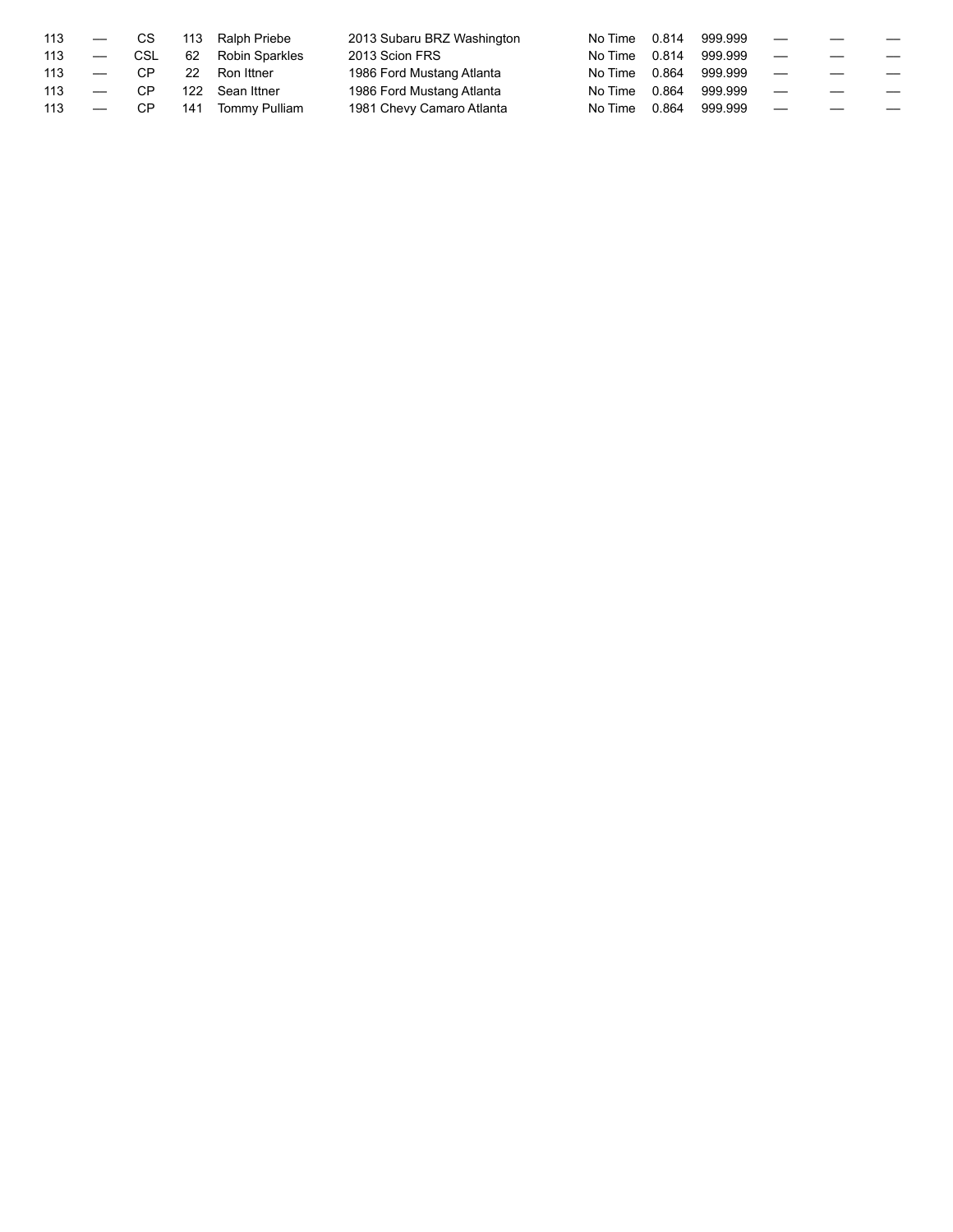| | | | | | | | | | | | |
|---|---|---|---|---|---|---|---|---|---|---|---|
| 113 | — | CS | 113 | Ralph Priebe | 2013 Subaru BRZ Washington | No Time | 0.814 | 999.999 | — | — | — |
| 113 | — | CSL | 62 | Robin Sparkles | 2013 Scion FRS | No Time | 0.814 | 999.999 | — | — | — |
| 113 | — | CP | 22 | Ron Ittner | 1986 Ford Mustang Atlanta | No Time | 0.864 | 999.999 | — | — | — |
| 113 | — | CP | 122 | Sean Ittner | 1986 Ford Mustang Atlanta | No Time | 0.864 | 999.999 | — | — | — |
| 113 | — | CP | 141 | Tommy Pulliam | 1981 Chevy Camaro Atlanta | No Time | 0.864 | 999.999 | — | — | — |